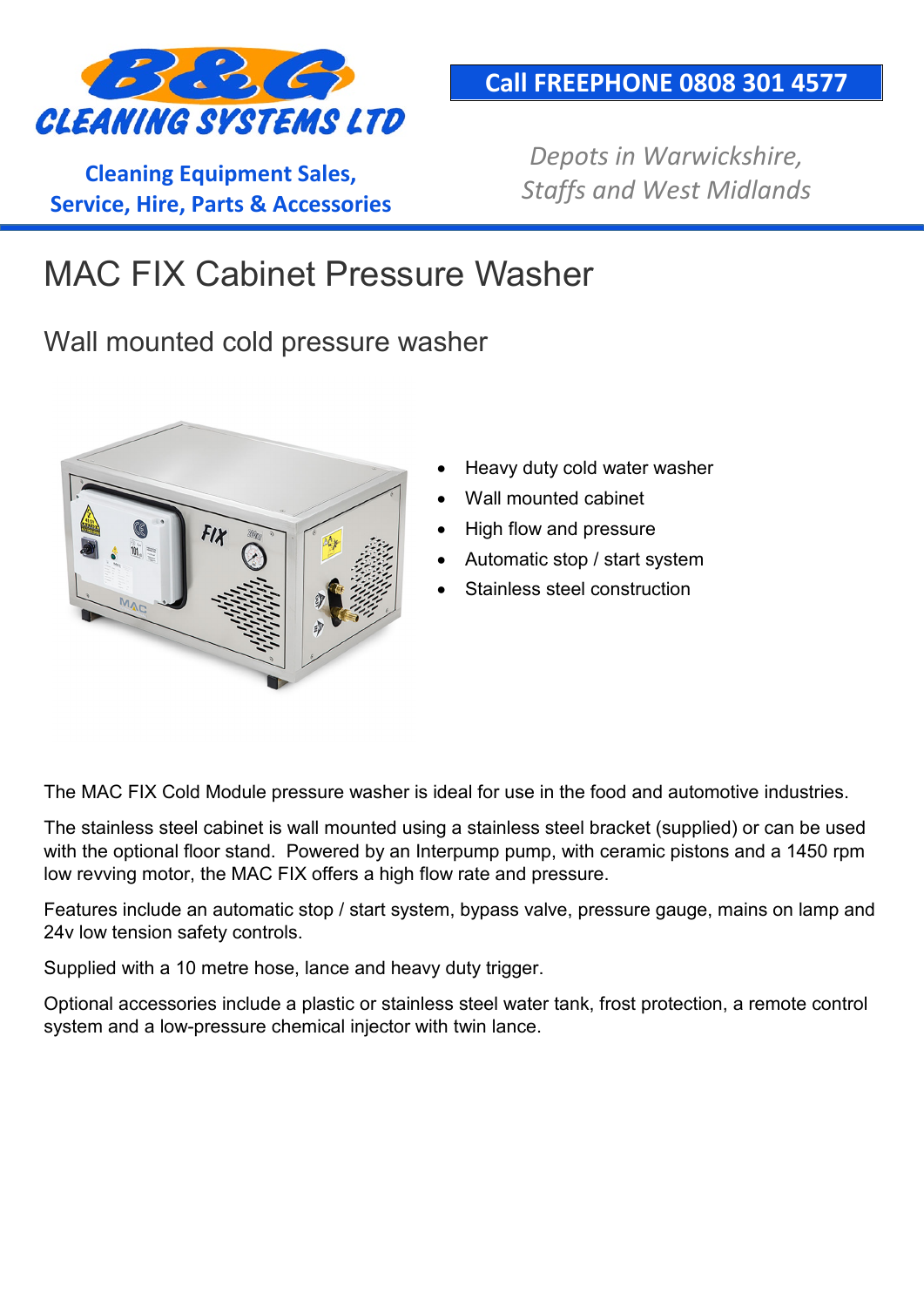B&G CLEANING SYSTEMS LTD

Call FREEPHONE 0808 301 4577

**Cleaning Equipment Sales, Service, Hire, Parts & Accessories**

*Depots in Warwickshire, Staffs and West Midlands*

# MAC FIX Cabinet Pressure Washer

## Wall mounted cold pressure washer

- Heavy duty cold water washer
- Wall mounted cabinet
- High flow and pressure
- Automatic stop / start system
- Stainless steel construction

The MAC FIX Cold Module pressure washer is ideal for use in the food and automotive industries.

The stainless steel cabinet is wall mounted using a stainless steel bracket (supplied) or can be used with the optional floor stand. Powered by an Interpump pump, with ceramic pistons and a 1450 rpm low revving motor, the MAC FIX offers a high flow rate and pressure.

Features include an automatic stop / start system, bypass valve, pressure gauge, mains on lamp and 24v low tension safety controls.

Supplied with a 10 metre hose, lance and heavy duty trigger.

Optional accessories include a plastic or stainless steel water tank, frost protection, a remote control system and a low-pressure chemical injector with twin lance.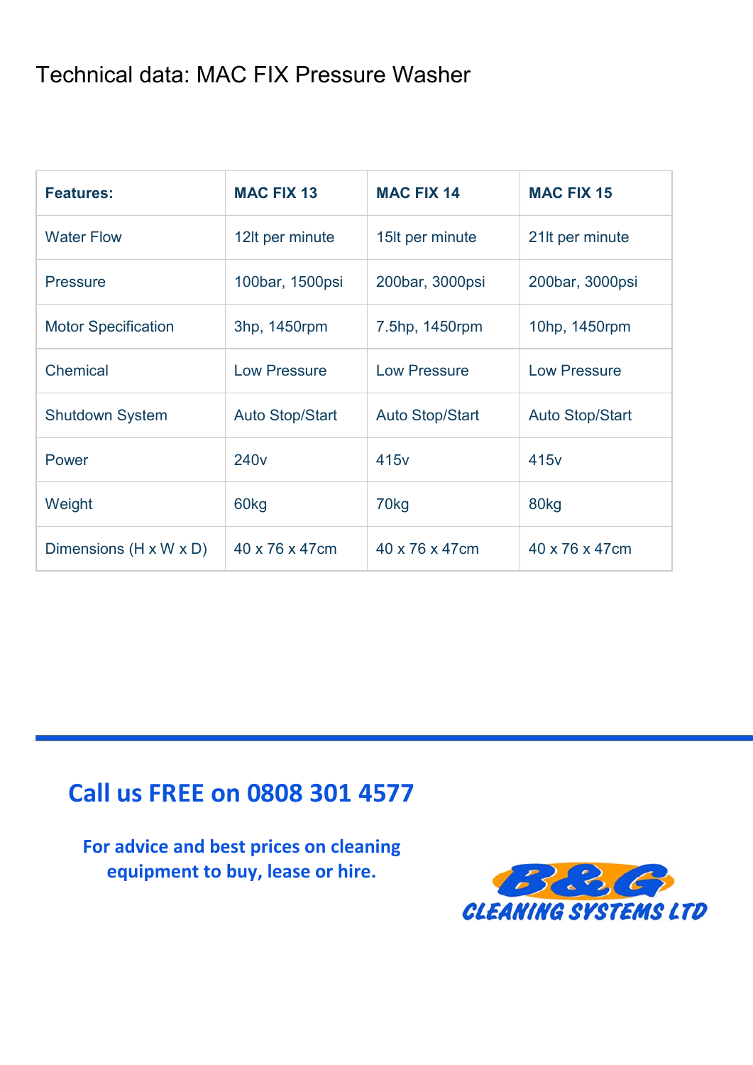# Technical data: MAC FIX Pressure Washer

| Features: | MAC FIX 13 | MAC FIX 14 | MAC FIX 15 |
|---|---|---|---|
| Water Flow | 12lt per minute | 15lt per minute | 21lt per minute |
| Pressure | 100bar, 1500psi | 200bar, 3000psi | 200bar, 3000psi |
| Motor Specification | 3hp, 1450rpm | 7.5hp, 1450rpm | 10hp, 1450rpm |
| Chemical | Low Pressure | Low Pressure | Low Pressure |
| Shutdown System | Auto Stop/Start | Auto Stop/Start | Auto Stop/Start |
| Power | 240v | 415v | 415v |
| Weight | 60kg | 70kg | 80kg |
| Dimensions (H x W x D) | 40 x 76 x 47cm | 40 x 76 x 47cm | 40 x 76 x 47cm |

## Call us FREE on 0808 301 4577

**For advice and best prices on cleaning equipment to buy, lease or hire.**

B&G CLEANING SYSTEMS LTD